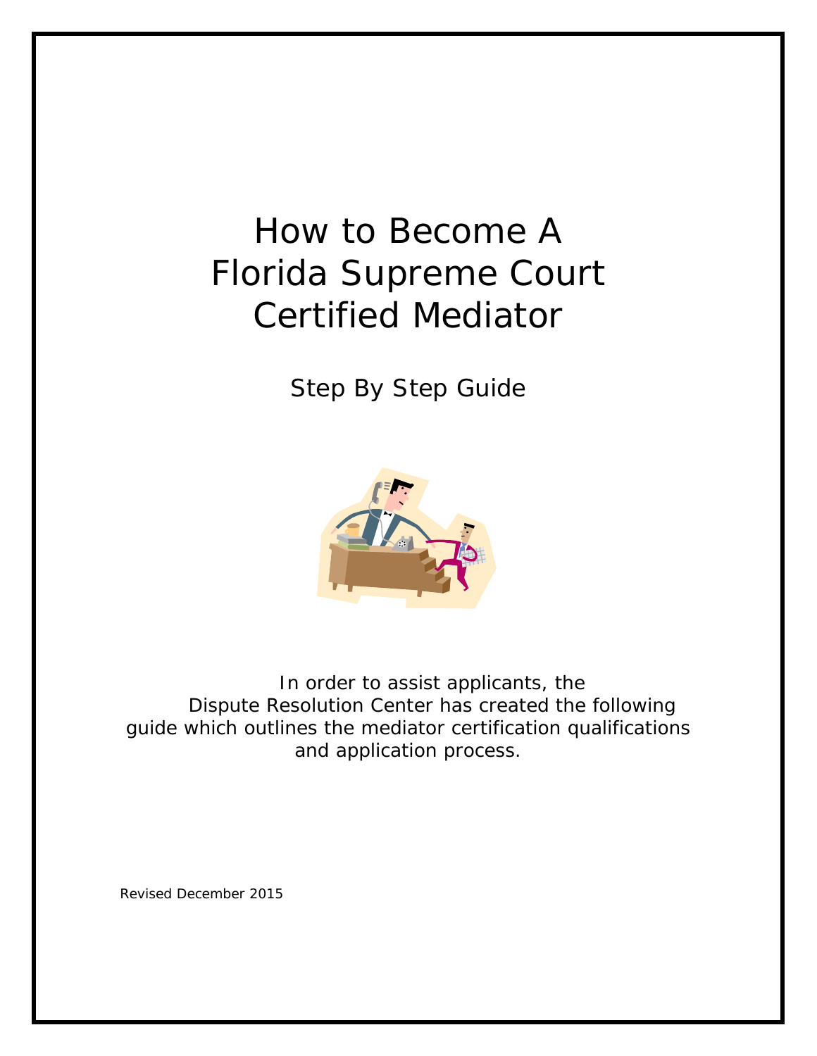# How to Become A Florida Supreme Court Certified Mediator

## Step By Step Guide

In order to assist applicants, the Dispute Resolution Center has created the following guide which outlines the mediator certification qualifications and application process.

Revised December 2015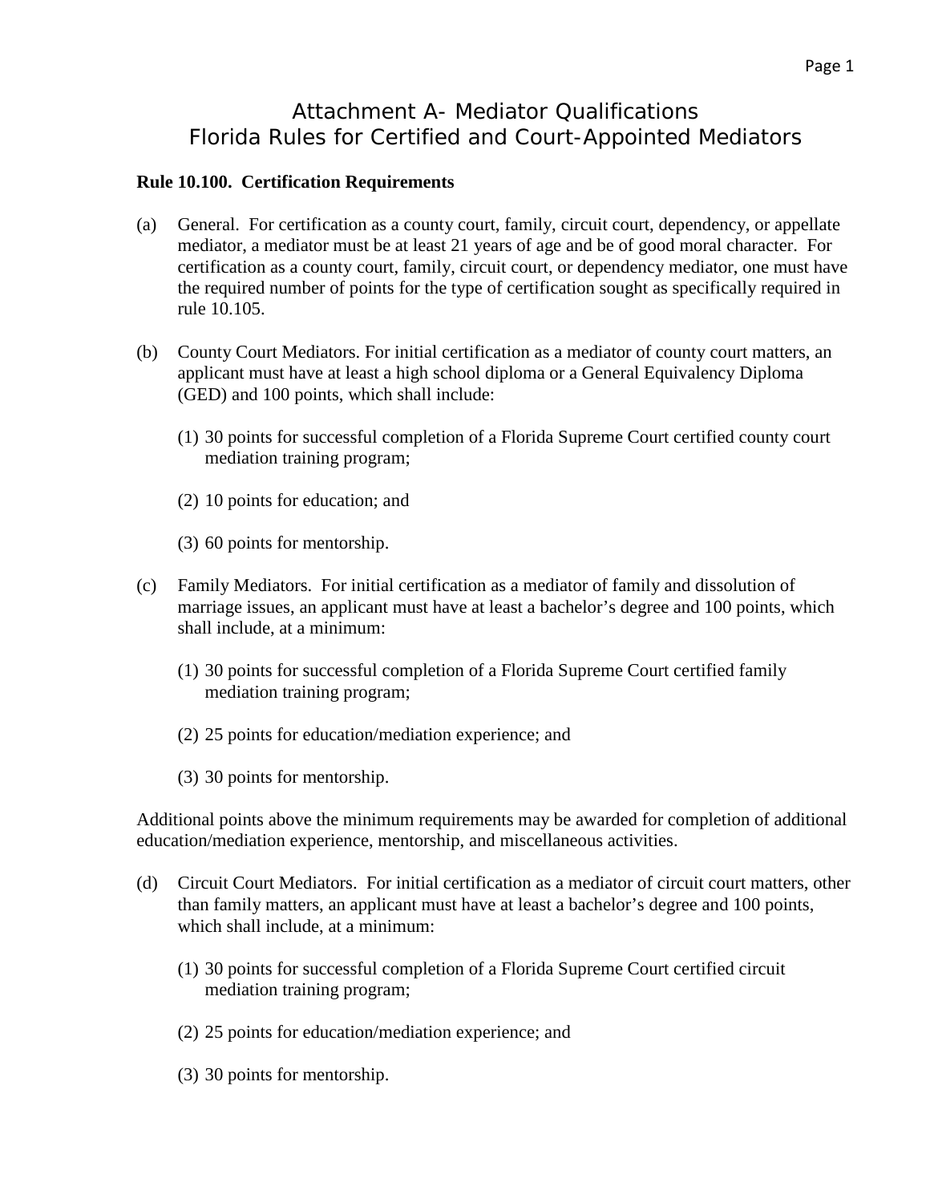# Attachment A- Mediator Qualifications
# Florida Rules for Certified and Court-Appointed Mediators

**Rule 10.100. Certification Requirements**

(a) General. For certification as a county court, family, circuit court, dependency, or appellate mediator, a mediator must be at least 21 years of age and be of good moral character. For certification as a county court, family, circuit court, or dependency mediator, one must have the required number of points for the type of certification sought as specifically required in rule 10.105.

(b) County Court Mediators. For initial certification as a mediator of county court matters, an applicant must have at least a high school diploma or a General Equivalency Diploma (GED) and 100 points, which shall include:

(1) 30 points for successful completion of a Florida Supreme Court certified county court mediation training program;

(2) 10 points for education; and

(3) 60 points for mentorship.

(c) Family Mediators. For initial certification as a mediator of family and dissolution of marriage issues, an applicant must have at least a bachelor's degree and 100 points, which shall include, at a minimum:

(1) 30 points for successful completion of a Florida Supreme Court certified family mediation training program;

(2) 25 points for education/mediation experience; and

(3) 30 points for mentorship.

Additional points above the minimum requirements may be awarded for completion of additional education/mediation experience, mentorship, and miscellaneous activities.

(d) Circuit Court Mediators. For initial certification as a mediator of circuit court matters, other than family matters, an applicant must have at least a bachelor's degree and 100 points, which shall include, at a minimum:

(1) 30 points for successful completion of a Florida Supreme Court certified circuit mediation training program;

(2) 25 points for education/mediation experience; and

(3) 30 points for mentorship.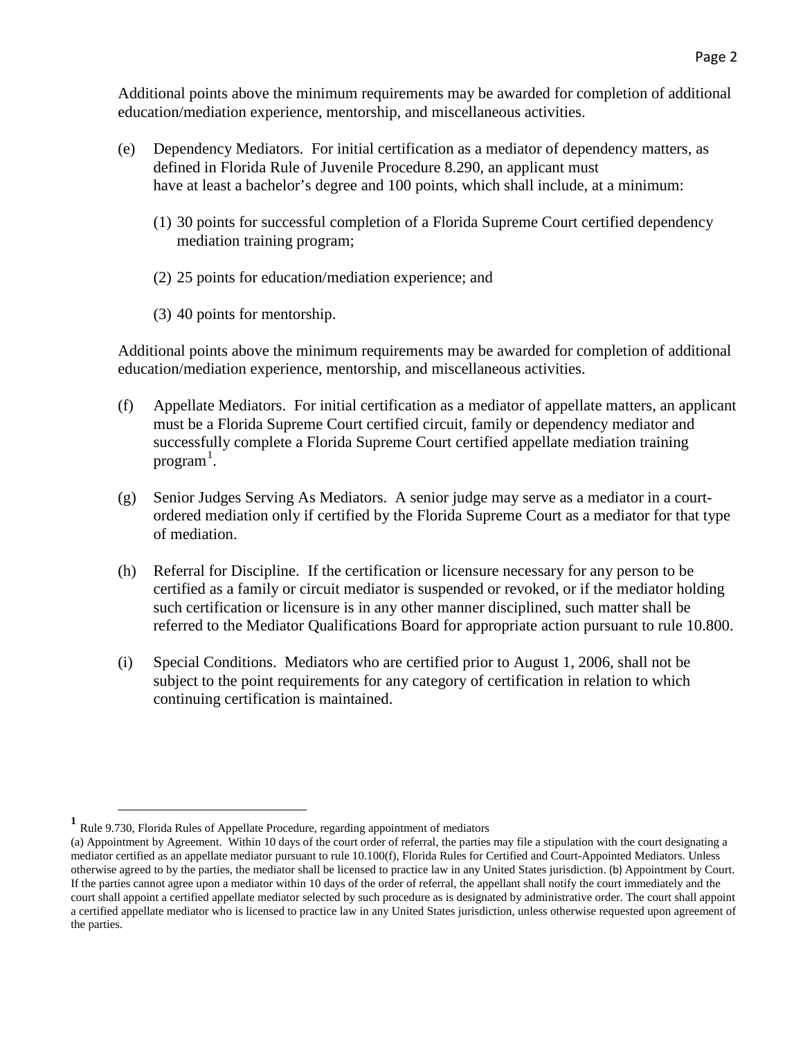Additional points above the minimum requirements may be awarded for completion of additional education/mediation experience, mentorship, and miscellaneous activities.

(e) Dependency Mediators. For initial certification as a mediator of dependency matters, as defined in Florida Rule of Juvenile Procedure 8.290, an applicant must have at least a bachelor's degree and 100 points, which shall include, at a minimum:

(1) 30 points for successful completion of a Florida Supreme Court certified dependency mediation training program;

(2) 25 points for education/mediation experience; and

(3) 40 points for mentorship.

Additional points above the minimum requirements may be awarded for completion of additional education/mediation experience, mentorship, and miscellaneous activities.

(f) Appellate Mediators. For initial certification as a mediator of appellate matters, an applicant must be a Florida Supreme Court certified circuit, family or dependency mediator and successfully complete a Florida Supreme Court certified appellate mediation training program[1].

(g) Senior Judges Serving As Mediators. A senior judge may serve as a mediator in a court-ordered mediation only if certified by the Florida Supreme Court as a mediator for that type of mediation.

(h) Referral for Discipline. If the certification or licensure necessary for any person to be certified as a family or circuit mediator is suspended or revoked, or if the mediator holding such certification or licensure is in any other manner disciplined, such matter shall be referred to the Mediator Qualifications Board for appropriate action pursuant to rule 10.800.

(i) Special Conditions. Mediators who are certified prior to August 1, 2006, shall not be subject to the point requirements for any category of certification in relation to which continuing certification is maintained.

---

[1] Rule 9.730, Florida Rules of Appellate Procedure, regarding appointment of mediators
(a) Appointment by Agreement. Within 10 days of the court order of referral, the parties may file a stipulation with the court designating a mediator certified as an appellate mediator pursuant to rule 10.100(f), Florida Rules for Certified and Court-Appointed Mediators. Unless otherwise agreed to by the parties, the mediator shall be licensed to practice law in any United States jurisdiction. (b) Appointment by Court. If the parties cannot agree upon a mediator within 10 days of the order of referral, the appellant shall notify the court immediately and the court shall appoint a certified appellate mediator selected by such procedure as is designated by administrative order. The court shall appoint a certified appellate mediator who is licensed to practice law in any United States jurisdiction, unless otherwise requested upon agreement of the parties.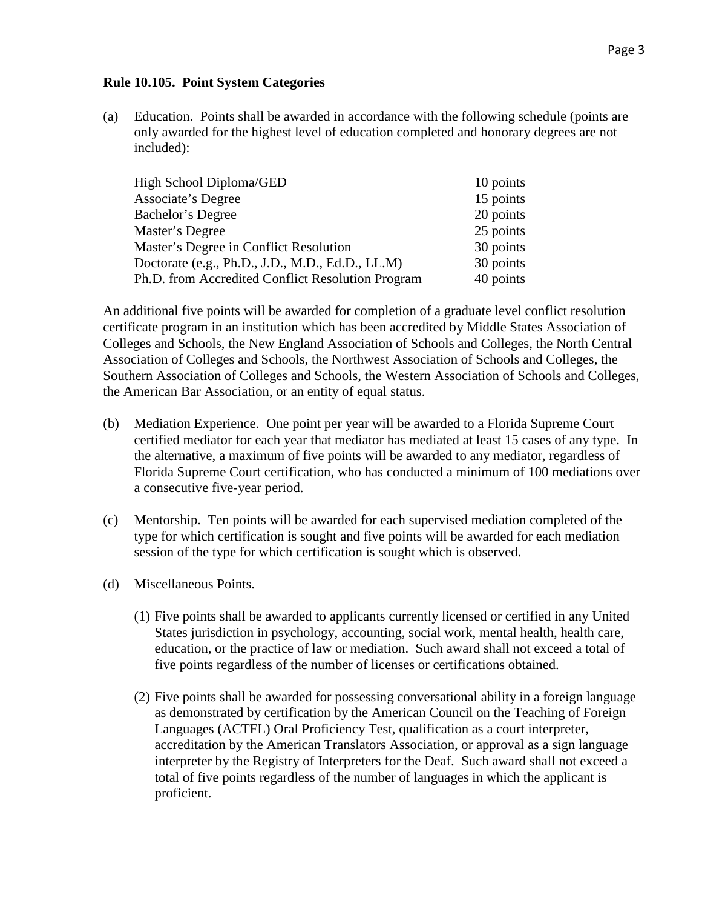**Rule 10.105. Point System Categories**

(a) Education. Points shall be awarded in accordance with the following schedule (points are only awarded for the highest level of education completed and honorary degrees are not included):

| | |
|---|---|
| High School Diploma/GED | 10 points |
| Associate's Degree | 15 points |
| Bachelor's Degree | 20 points |
| Master's Degree | 25 points |
| Master's Degree in Conflict Resolution | 30 points |
| Doctorate (e.g., Ph.D., J.D., M.D., Ed.D., LL.M) | 30 points |
| Ph.D. from Accredited Conflict Resolution Program | 40 points |

An additional five points will be awarded for completion of a graduate level conflict resolution certificate program in an institution which has been accredited by Middle States Association of Colleges and Schools, the New England Association of Schools and Colleges, the North Central Association of Colleges and Schools, the Northwest Association of Schools and Colleges, the Southern Association of Colleges and Schools, the Western Association of Schools and Colleges, the American Bar Association, or an entity of equal status.

(b) Mediation Experience. One point per year will be awarded to a Florida Supreme Court certified mediator for each year that mediator has mediated at least 15 cases of any type. In the alternative, a maximum of five points will be awarded to any mediator, regardless of Florida Supreme Court certification, who has conducted a minimum of 100 mediations over a consecutive five-year period.

(c) Mentorship. Ten points will be awarded for each supervised mediation completed of the type for which certification is sought and five points will be awarded for each mediation session of the type for which certification is sought which is observed.

(d) Miscellaneous Points.

(1) Five points shall be awarded to applicants currently licensed or certified in any United States jurisdiction in psychology, accounting, social work, mental health, health care, education, or the practice of law or mediation. Such award shall not exceed a total of five points regardless of the number of licenses or certifications obtained.

(2) Five points shall be awarded for possessing conversational ability in a foreign language as demonstrated by certification by the American Council on the Teaching of Foreign Languages (ACTFL) Oral Proficiency Test, qualification as a court interpreter, accreditation by the American Translators Association, or approval as a sign language interpreter by the Registry of Interpreters for the Deaf. Such award shall not exceed a total of five points regardless of the number of languages in which the applicant is proficient.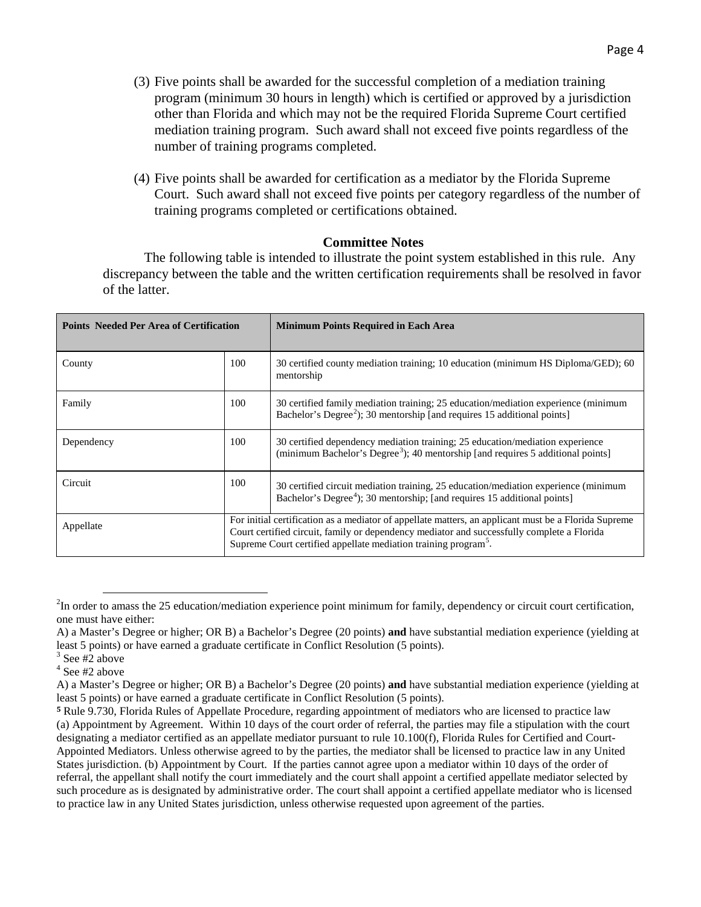(3) Five points shall be awarded for the successful completion of a mediation training program (minimum 30 hours in length) which is certified or approved by a jurisdiction other than Florida and which may not be the required Florida Supreme Court certified mediation training program. Such award shall not exceed five points regardless of the number of training programs completed.

(4) Five points shall be awarded for certification as a mediator by the Florida Supreme Court. Such award shall not exceed five points per category regardless of the number of training programs completed or certifications obtained.

**Committee Notes**

The following table is intended to illustrate the point system established in this rule. Any discrepancy between the table and the written certification requirements shall be resolved in favor of the latter.

| **Points Needed Per Area of Certification** | | **Minimum Points Required in Each Area** |
|---|---|---|
| County | 100 | 30 certified county mediation training; 10 education (minimum HS Diploma/GED); 60 mentorship |
| Family | 100 | 30 certified family mediation training; 25 education/mediation experience (minimum Bachelor's Degree[2]); 30 mentorship [and requires 15 additional points] |
| Dependency | 100 | 30 certified dependency mediation training; 25 education/mediation experience (minimum Bachelor's Degree[3]); 40 mentorship [and requires 5 additional points] |
| Circuit | 100 | 30 certified circuit mediation training, 25 education/mediation experience (minimum Bachelor's Degree[4]); 30 mentorship; [and requires 15 additional points] |
| Appellate | For initial certification as a mediator of appellate matters, an applicant must be a Florida Supreme Court certified circuit, family or dependency mediator and successfully complete a Florida Supreme Court certified appellate mediation training program[5]. | |

---

[2] In order to amass the 25 education/mediation experience point minimum for family, dependency or circuit court certification, one must have either:

A) a Master's Degree or higher; OR B) a Bachelor's Degree (20 points) **and** have substantial mediation experience (yielding at least 5 points) or have earned a graduate certificate in Conflict Resolution (5 points).

[3] See #2 above

[4] See #2 above

A) a Master's Degree or higher; OR B) a Bachelor's Degree (20 points) **and** have substantial mediation experience (yielding at least 5 points) or have earned a graduate certificate in Conflict Resolution (5 points).

**5** Rule 9.730, Florida Rules of Appellate Procedure, regarding appointment of mediators who are licensed to practice law (a) Appointment by Agreement. Within 10 days of the court order of referral, the parties may file a stipulation with the court designating a mediator certified as an appellate mediator pursuant to rule 10.100(f), Florida Rules for Certified and Court-Appointed Mediators. Unless otherwise agreed to by the parties, the mediator shall be licensed to practice law in any United States jurisdiction. (b) Appointment by Court. If the parties cannot agree upon a mediator within 10 days of the order of referral, the appellant shall notify the court immediately and the court shall appoint a certified appellate mediator selected by such procedure as is designated by administrative order. The court shall appoint a certified appellate mediator who is licensed to practice law in any United States jurisdiction, unless otherwise requested upon agreement of the parties.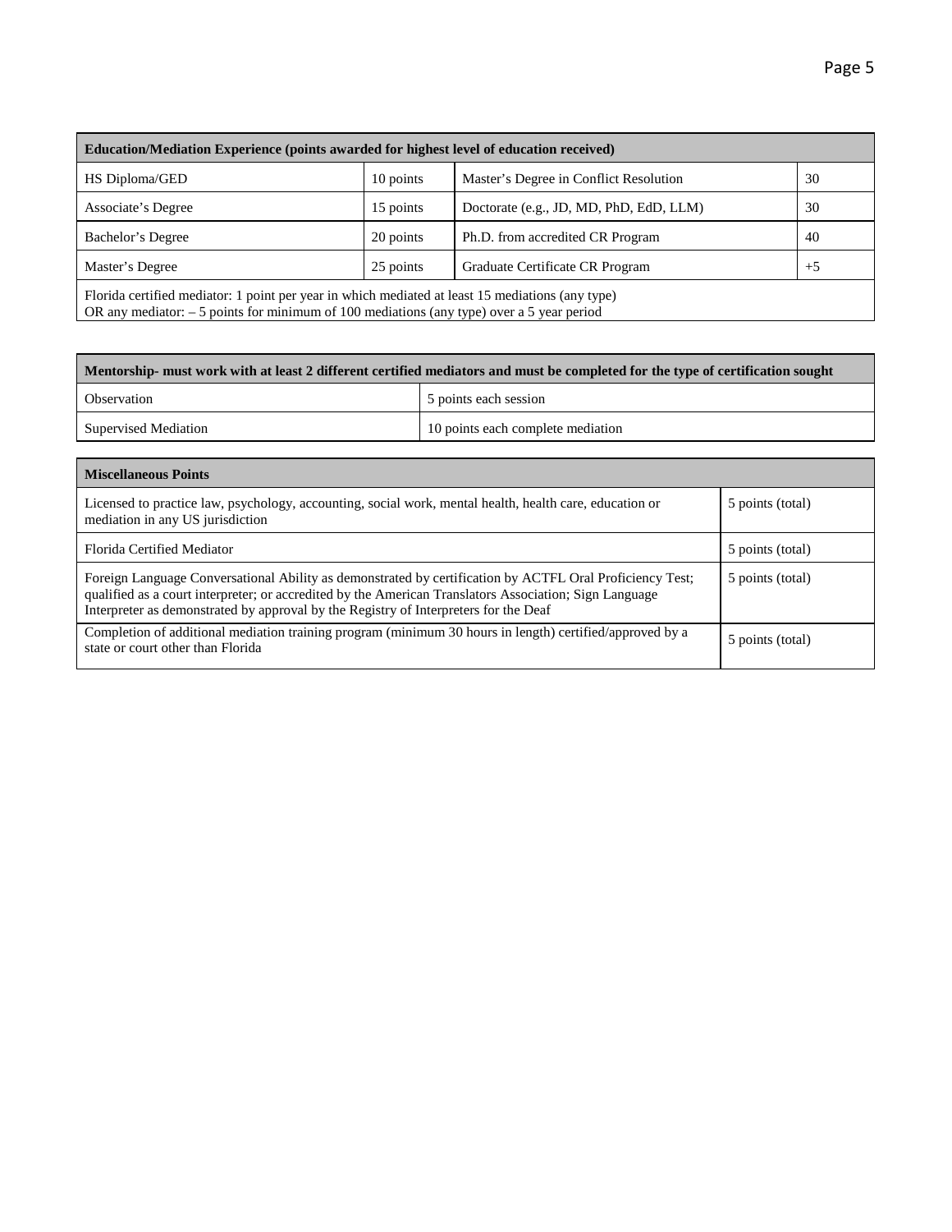| Education/Mediation Experience (points awarded for highest level of education received) | | | |
|---|---|---|---|
| HS Diploma/GED | 10 points | Master's Degree in Conflict Resolution | 30 |
| Associate's Degree | 15 points | Doctorate (e.g., JD, MD, PhD, EdD, LLM) | 30 |
| Bachelor's Degree | 20 points | Ph.D. from accredited CR Program | 40 |
| Master's Degree | 25 points | Graduate Certificate CR Program | +5 |
| Florida certified mediator: 1 point per year in which mediated at least 15 mediations (any type)<br>OR any mediator: – 5 points for minimum of 100 mediations (any type) over a 5 year period | | | |

| Mentorship- must work with at least 2 different certified mediators and must be completed for the type of certification sought | |
|---|---|
| Observation | 5 points each session |
| Supervised Mediation | 10 points each complete mediation |

| Miscellaneous Points | |
|---|---|
| Licensed to practice law, psychology, accounting, social work, mental health, health care, education or mediation in any US jurisdiction | 5 points (total) |
| Florida Certified Mediator | 5 points (total) |
| Foreign Language Conversational Ability as demonstrated by certification by ACTFL Oral Proficiency Test; qualified as a court interpreter; or accredited by the American Translators Association; Sign Language Interpreter as demonstrated by approval by the Registry of Interpreters for the Deaf | 5 points (total) |
| Completion of additional mediation training program (minimum 30 hours in length) certified/approved by a state or court other than Florida | 5 points (total) |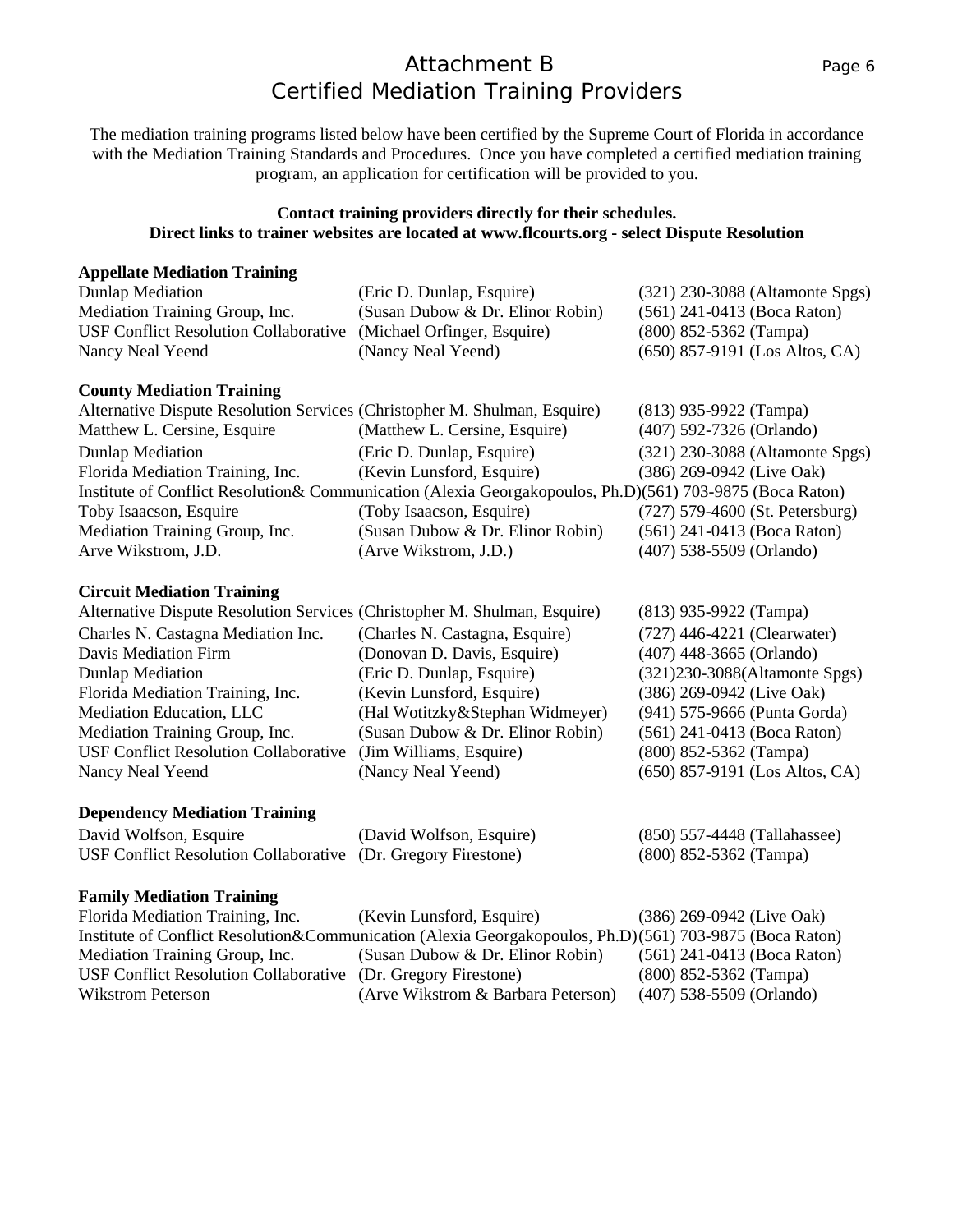# Attachment B
## Certified Mediation Training Providers

The mediation training programs listed below have been certified by the Supreme Court of Florida in accordance with the Mediation Training Standards and Procedures. Once you have completed a certified mediation training program, an application for certification will be provided to you.

**Contact training providers directly for their schedules.**
**Direct links to trainer websites are located at www.flcourts.org - select Dispute Resolution**

### Appellate Mediation Training

| Provider | Contact | Phone |
|---|---|---|
| Dunlap Mediation | (Eric D. Dunlap, Esquire) | (321) 230-3088 (Altamonte Spgs) |
| Mediation Training Group, Inc. | (Susan Dubow & Dr. Elinor Robin) | (561) 241-0413 (Boca Raton) |
| USF Conflict Resolution Collaborative | (Michael Orfinger, Esquire) | (800) 852-5362 (Tampa) |
| Nancy Neal Yeend | (Nancy Neal Yeend) | (650) 857-9191 (Los Altos, CA) |

### County Mediation Training

| Provider | Contact | Phone |
|---|---|---|
| Alternative Dispute Resolution Services | (Christopher M. Shulman, Esquire) | (813) 935-9922 (Tampa) |
| Matthew L. Cersine, Esquire | (Matthew L. Cersine, Esquire) | (407) 592-7326 (Orlando) |
| Dunlap Mediation | (Eric D. Dunlap, Esquire) | (321) 230-3088 (Altamonte Spgs) |
| Florida Mediation Training, Inc. | (Kevin Lunsford, Esquire) | (386) 269-0942 (Live Oak) |
| Institute of Conflict Resolution& Communication | (Alexia Georgakopoulos, Ph.D) | (561) 703-9875 (Boca Raton) |
| Toby Isaacson, Esquire | (Toby Isaacson, Esquire) | (727) 579-4600 (St. Petersburg) |
| Mediation Training Group, Inc. | (Susan Dubow & Dr. Elinor Robin) | (561) 241-0413 (Boca Raton) |
| Arve Wikstrom, J.D. | (Arve Wikstrom, J.D.) | (407) 538-5509 (Orlando) |

### Circuit Mediation Training

| Provider | Contact | Phone |
|---|---|---|
| Alternative Dispute Resolution Services | (Christopher M. Shulman, Esquire) | (813) 935-9922 (Tampa) |
| Charles N. Castagna Mediation Inc. | (Charles N. Castagna, Esquire) | (727) 446-4221 (Clearwater) |
| Davis Mediation Firm | (Donovan D. Davis, Esquire) | (407) 448-3665 (Orlando) |
| Dunlap Mediation | (Eric D. Dunlap, Esquire) | (321)230-3088(Altamonte Spgs) |
| Florida Mediation Training, Inc. | (Kevin Lunsford, Esquire) | (386) 269-0942 (Live Oak) |
| Mediation Education, LLC | (Hal Wotitzky&Stephan Widmeyer) | (941) 575-9666 (Punta Gorda) |
| Mediation Training Group, Inc. | (Susan Dubow & Dr. Elinor Robin) | (561) 241-0413 (Boca Raton) |
| USF Conflict Resolution Collaborative | (Jim Williams, Esquire) | (800) 852-5362 (Tampa) |
| Nancy Neal Yeend | (Nancy Neal Yeend) | (650) 857-9191 (Los Altos, CA) |

### Dependency Mediation Training

| Provider | Contact | Phone |
|---|---|---|
| David Wolfson, Esquire | (David Wolfson, Esquire) | (850) 557-4448 (Tallahassee) |
| USF Conflict Resolution Collaborative | (Dr. Gregory Firestone) | (800) 852-5362 (Tampa) |

### Family Mediation Training

| Provider | Contact | Phone |
|---|---|---|
| Florida Mediation Training, Inc. | (Kevin Lunsford, Esquire) | (386) 269-0942 (Live Oak) |
| Institute of Conflict Resolution&Communication | (Alexia Georgakopoulos, Ph.D) | (561) 703-9875 (Boca Raton) |
| Mediation Training Group, Inc. | (Susan Dubow & Dr. Elinor Robin) | (561) 241-0413 (Boca Raton) |
| USF Conflict Resolution Collaborative | (Dr. Gregory Firestone) | (800) 852-5362 (Tampa) |
| Wikstrom Peterson | (Arve Wikstrom & Barbara Peterson) | (407) 538-5509 (Orlando) |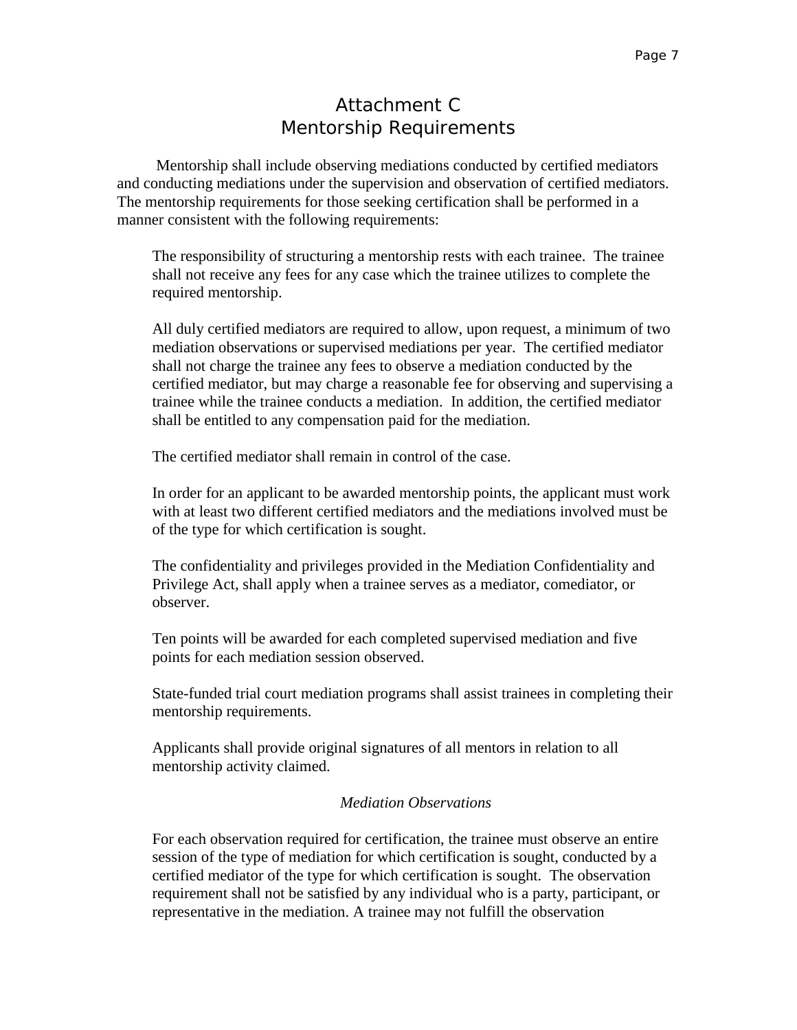# Attachment C
# Mentorship Requirements

Mentorship shall include observing mediations conducted by certified mediators and conducting mediations under the supervision and observation of certified mediators. The mentorship requirements for those seeking certification shall be performed in a manner consistent with the following requirements:

The responsibility of structuring a mentorship rests with each trainee. The trainee shall not receive any fees for any case which the trainee utilizes to complete the required mentorship.

All duly certified mediators are required to allow, upon request, a minimum of two mediation observations or supervised mediations per year. The certified mediator shall not charge the trainee any fees to observe a mediation conducted by the certified mediator, but may charge a reasonable fee for observing and supervising a trainee while the trainee conducts a mediation. In addition, the certified mediator shall be entitled to any compensation paid for the mediation.

The certified mediator shall remain in control of the case.

In order for an applicant to be awarded mentorship points, the applicant must work with at least two different certified mediators and the mediations involved must be of the type for which certification is sought.

The confidentiality and privileges provided in the Mediation Confidentiality and Privilege Act, shall apply when a trainee serves as a mediator, comediator, or observer.

Ten points will be awarded for each completed supervised mediation and five points for each mediation session observed.

State-funded trial court mediation programs shall assist trainees in completing their mentorship requirements.

Applicants shall provide original signatures of all mentors in relation to all mentorship activity claimed.

*Mediation Observations*

For each observation required for certification, the trainee must observe an entire session of the type of mediation for which certification is sought, conducted by a certified mediator of the type for which certification is sought. The observation requirement shall not be satisfied by any individual who is a party, participant, or representative in the mediation. A trainee may not fulfill the observation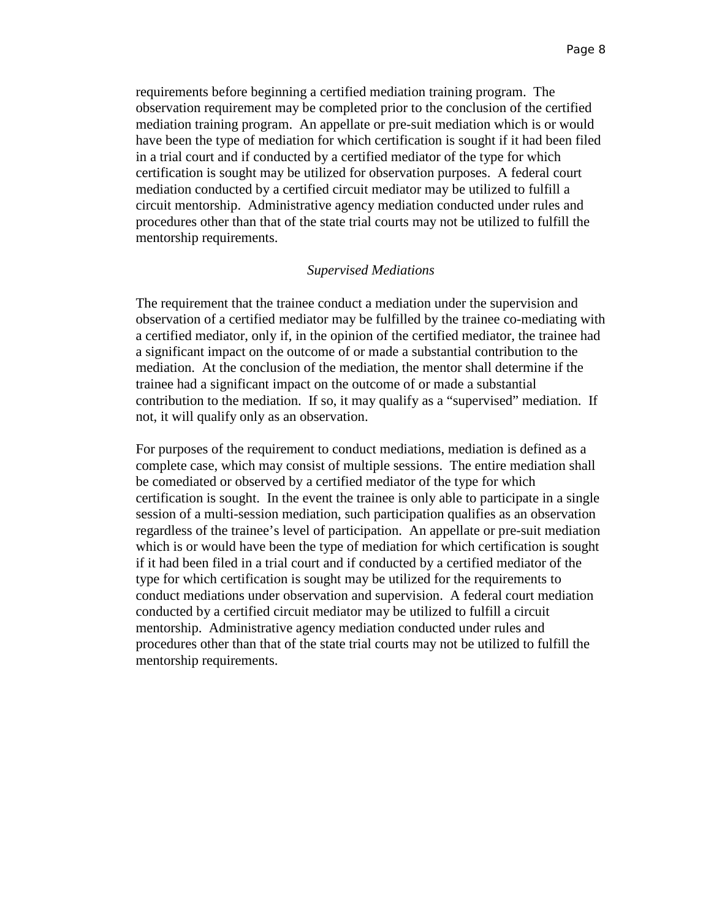requirements before beginning a certified mediation training program. The observation requirement may be completed prior to the conclusion of the certified mediation training program. An appellate or pre-suit mediation which is or would have been the type of mediation for which certification is sought if it had been filed in a trial court and if conducted by a certified mediator of the type for which certification is sought may be utilized for observation purposes. A federal court mediation conducted by a certified circuit mediator may be utilized to fulfill a circuit mentorship. Administrative agency mediation conducted under rules and procedures other than that of the state trial courts may not be utilized to fulfill the mentorship requirements.

### *Supervised Mediations*

The requirement that the trainee conduct a mediation under the supervision and observation of a certified mediator may be fulfilled by the trainee co-mediating with a certified mediator, only if, in the opinion of the certified mediator, the trainee had a significant impact on the outcome of or made a substantial contribution to the mediation. At the conclusion of the mediation, the mentor shall determine if the trainee had a significant impact on the outcome of or made a substantial contribution to the mediation. If so, it may qualify as a "supervised" mediation. If not, it will qualify only as an observation.

For purposes of the requirement to conduct mediations, mediation is defined as a complete case, which may consist of multiple sessions. The entire mediation shall be comediated or observed by a certified mediator of the type for which certification is sought. In the event the trainee is only able to participate in a single session of a multi-session mediation, such participation qualifies as an observation regardless of the trainee's level of participation. An appellate or pre-suit mediation which is or would have been the type of mediation for which certification is sought if it had been filed in a trial court and if conducted by a certified mediator of the type for which certification is sought may be utilized for the requirements to conduct mediations under observation and supervision. A federal court mediation conducted by a certified circuit mediator may be utilized to fulfill a circuit mentorship. Administrative agency mediation conducted under rules and procedures other than that of the state trial courts may not be utilized to fulfill the mentorship requirements.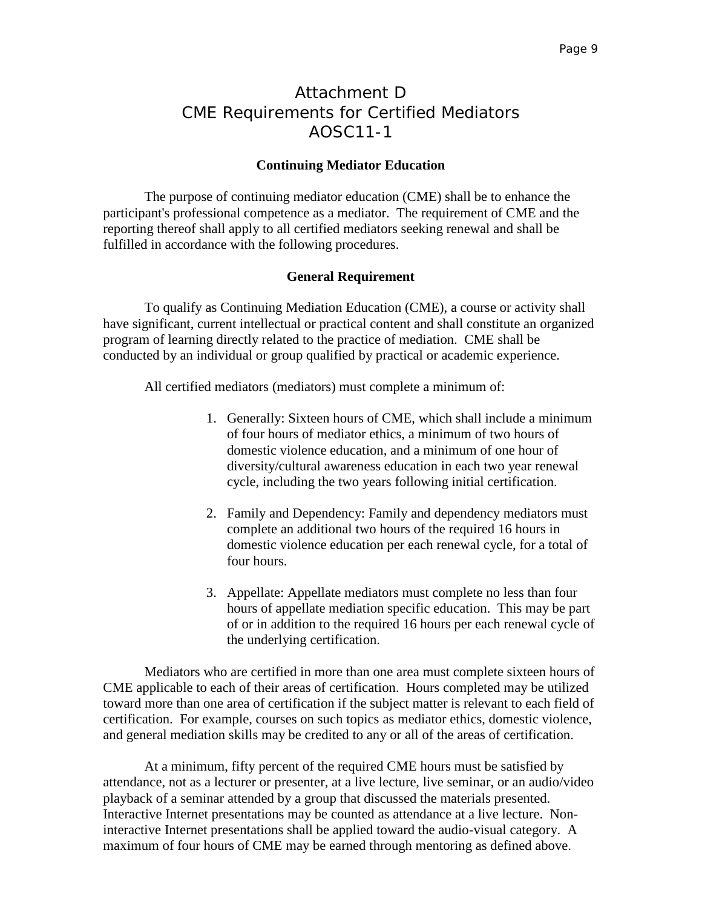# Attachment D
# CME Requirements for Certified Mediators
# AOSC11-1

## Continuing Mediator Education

The purpose of continuing mediator education (CME) shall be to enhance the participant's professional competence as a mediator. The requirement of CME and the reporting thereof shall apply to all certified mediators seeking renewal and shall be fulfilled in accordance with the following procedures.

## General Requirement

To qualify as Continuing Mediation Education (CME), a course or activity shall have significant, current intellectual or practical content and shall constitute an organized program of learning directly related to the practice of mediation. CME shall be conducted by an individual or group qualified by practical or academic experience.

All certified mediators (mediators) must complete a minimum of:

1. Generally: Sixteen hours of CME, which shall include a minimum of four hours of mediator ethics, a minimum of two hours of domestic violence education, and a minimum of one hour of diversity/cultural awareness education in each two year renewal cycle, including the two years following initial certification.

2. Family and Dependency: Family and dependency mediators must complete an additional two hours of the required 16 hours in domestic violence education per each renewal cycle, for a total of four hours.

3. Appellate: Appellate mediators must complete no less than four hours of appellate mediation specific education. This may be part of or in addition to the required 16 hours per each renewal cycle of the underlying certification.

Mediators who are certified in more than one area must complete sixteen hours of CME applicable to each of their areas of certification. Hours completed may be utilized toward more than one area of certification if the subject matter is relevant to each field of certification. For example, courses on such topics as mediator ethics, domestic violence, and general mediation skills may be credited to any or all of the areas of certification.

At a minimum, fifty percent of the required CME hours must be satisfied by attendance, not as a lecturer or presenter, at a live lecture, live seminar, or an audio/video playback of a seminar attended by a group that discussed the materials presented. Interactive Internet presentations may be counted as attendance at a live lecture. Non-interactive Internet presentations shall be applied toward the audio-visual category. A maximum of four hours of CME may be earned through mentoring as defined above.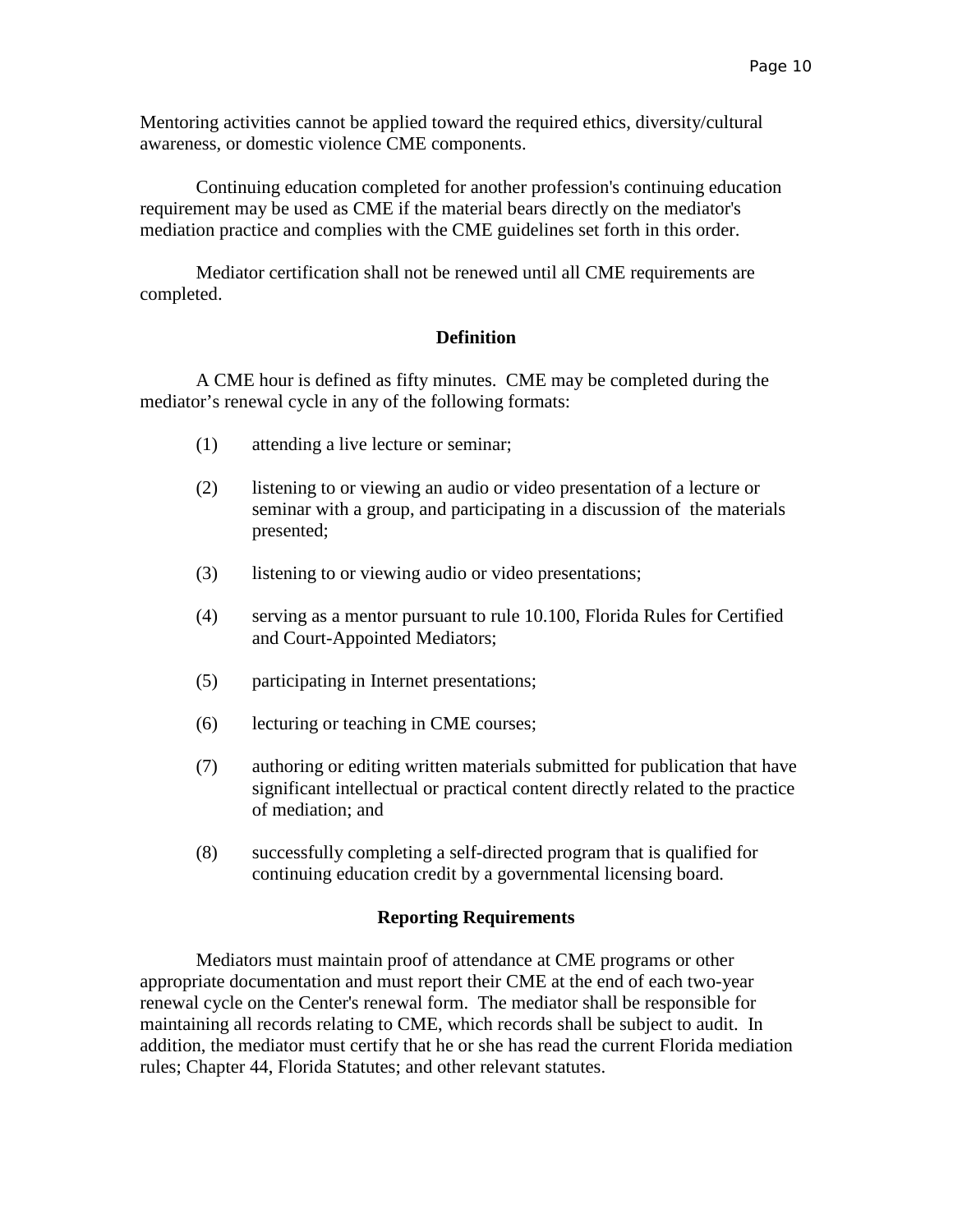Mentoring activities cannot be applied toward the required ethics, diversity/cultural awareness, or domestic violence CME components.

Continuing education completed for another profession's continuing education requirement may be used as CME if the material bears directly on the mediator's mediation practice and complies with the CME guidelines set forth in this order.

Mediator certification shall not be renewed until all CME requirements are completed.

**Definition**

A CME hour is defined as fifty minutes. CME may be completed during the mediator's renewal cycle in any of the following formats:

(1) attending a live lecture or seminar;

(2) listening to or viewing an audio or video presentation of a lecture or seminar with a group, and participating in a discussion of the materials presented;

(3) listening to or viewing audio or video presentations;

(4) serving as a mentor pursuant to rule 10.100, Florida Rules for Certified and Court-Appointed Mediators;

(5) participating in Internet presentations;

(6) lecturing or teaching in CME courses;

(7) authoring or editing written materials submitted for publication that have significant intellectual or practical content directly related to the practice of mediation; and

(8) successfully completing a self-directed program that is qualified for continuing education credit by a governmental licensing board.

**Reporting Requirements**

Mediators must maintain proof of attendance at CME programs or other appropriate documentation and must report their CME at the end of each two-year renewal cycle on the Center's renewal form. The mediator shall be responsible for maintaining all records relating to CME, which records shall be subject to audit. In addition, the mediator must certify that he or she has read the current Florida mediation rules; Chapter 44, Florida Statutes; and other relevant statutes.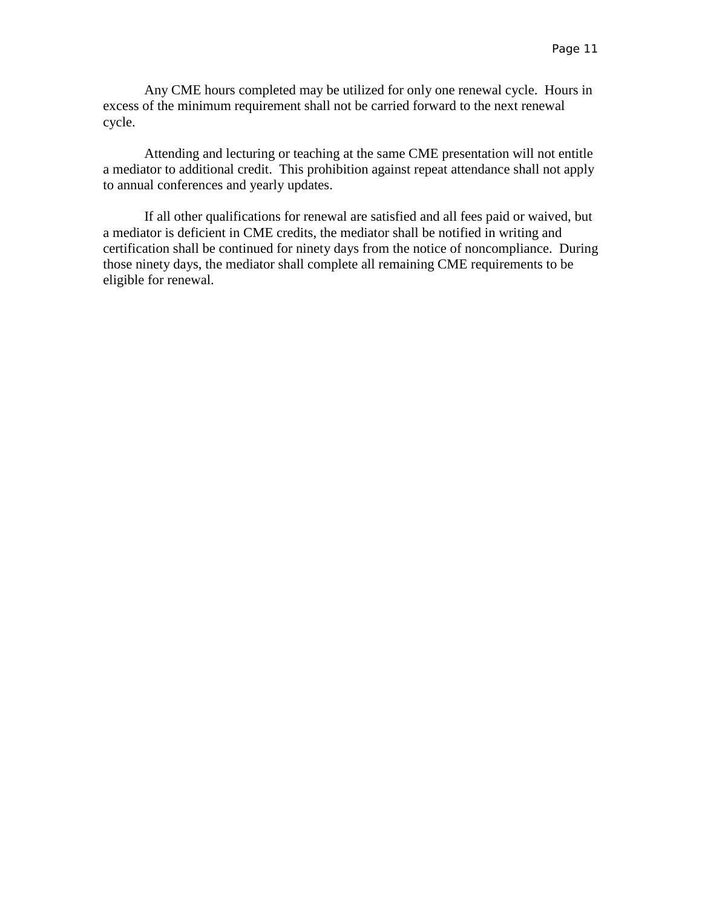Any CME hours completed may be utilized for only one renewal cycle. Hours in excess of the minimum requirement shall not be carried forward to the next renewal cycle.

Attending and lecturing or teaching at the same CME presentation will not entitle a mediator to additional credit. This prohibition against repeat attendance shall not apply to annual conferences and yearly updates.

If all other qualifications for renewal are satisfied and all fees paid or waived, but a mediator is deficient in CME credits, the mediator shall be notified in writing and certification shall be continued for ninety days from the notice of noncompliance. During those ninety days, the mediator shall complete all remaining CME requirements to be eligible for renewal.